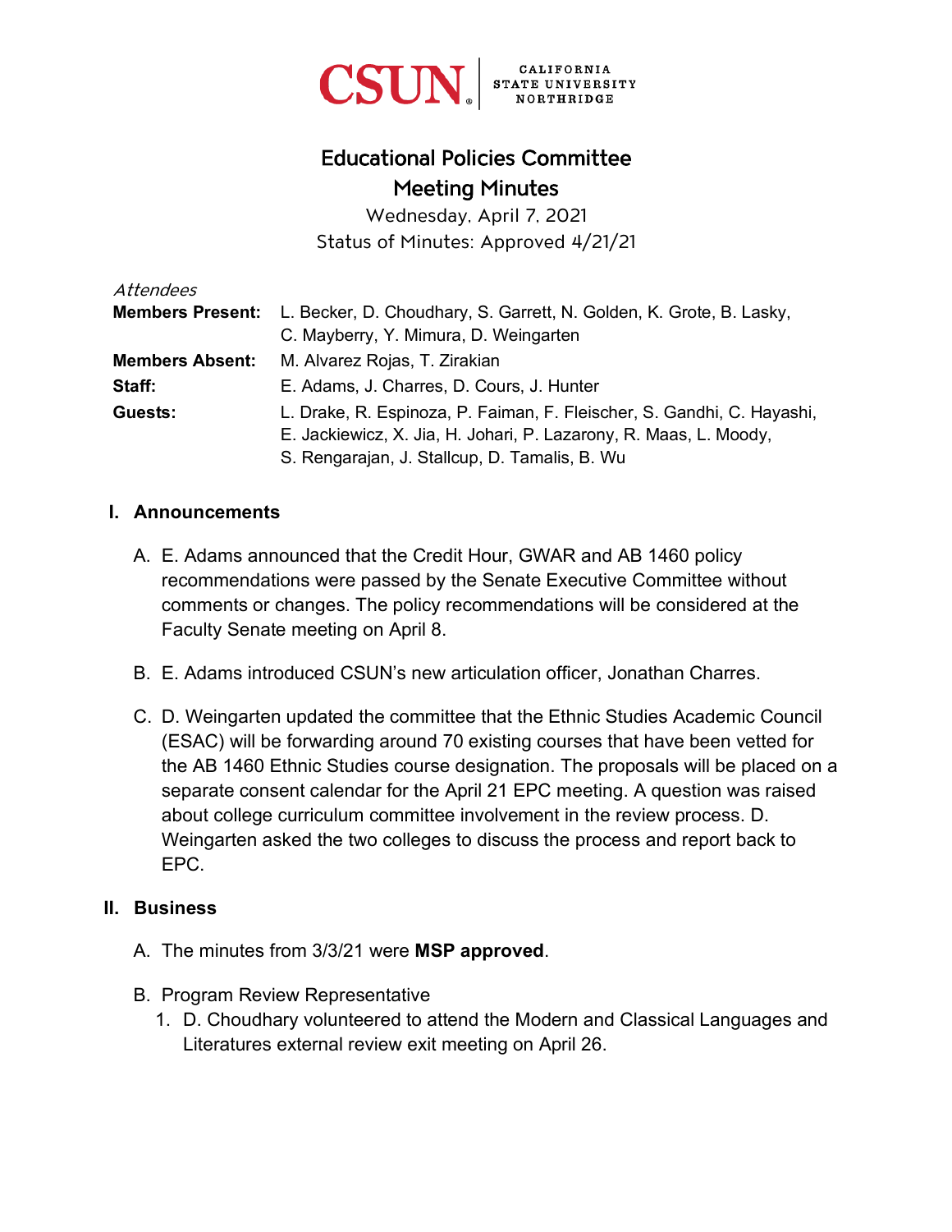CSUN | CALIFORNIA STATE UNIVERSITY NORTHRIDGE

# Educational Policies Committee
## Meeting Minutes

Wednesday, April 7, 2021
Status of Minutes: Approved 4/21/21

*Attendees*

| | |
|---|---|
| **Members Present:** | L. Becker, D. Choudhary, S. Garrett, N. Golden, K. Grote, B. Lasky, C. Mayberry, Y. Mimura, D. Weingarten |
| **Members Absent:** | M. Alvarez Rojas, T. Zirakian |
| **Staff:** | E. Adams, J. Charres, D. Cours, J. Hunter |
| **Guests:** | L. Drake, R. Espinoza, P. Faiman, F. Fleischer, S. Gandhi, C. Hayashi, E. Jackiewicz, X. Jia, H. Johari, P. Lazarony, R. Maas, L. Moody, S. Rengarajan, J. Stallcup, D. Tamalis, B. Wu |

## I. Announcements

A. E. Adams announced that the Credit Hour, GWAR and AB 1460 policy recommendations were passed by the Senate Executive Committee without comments or changes. The policy recommendations will be considered at the Faculty Senate meeting on April 8.

B. E. Adams introduced CSUN's new articulation officer, Jonathan Charres.

C. D. Weingarten updated the committee that the Ethnic Studies Academic Council (ESAC) will be forwarding around 70 existing courses that have been vetted for the AB 1460 Ethnic Studies course designation. The proposals will be placed on a separate consent calendar for the April 21 EPC meeting. A question was raised about college curriculum committee involvement in the review process. D. Weingarten asked the two colleges to discuss the process and report back to EPC.

## II. Business

A. The minutes from 3/3/21 were **MSP approved**.

B. Program Review Representative
   1. D. Choudhary volunteered to attend the Modern and Classical Languages and Literatures external review exit meeting on April 26.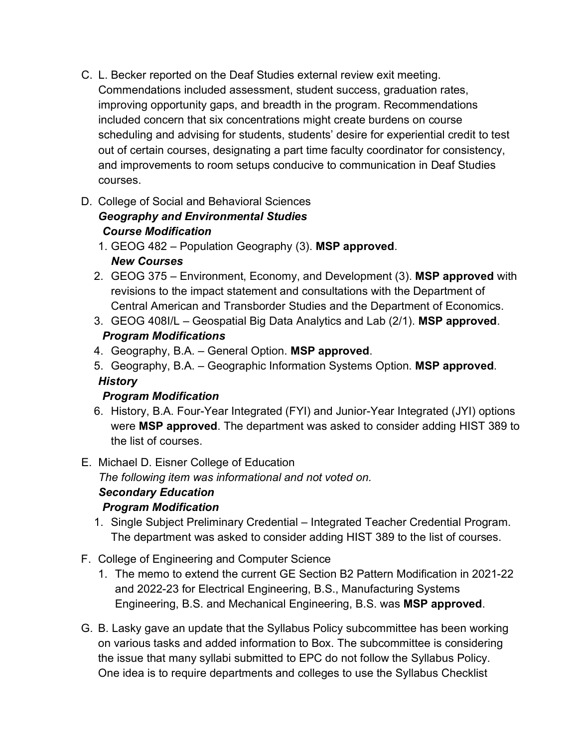C. L. Becker reported on the Deaf Studies external review exit meeting. Commendations included assessment, student success, graduation rates, improving opportunity gaps, and breadth in the program. Recommendations included concern that six concentrations might create burdens on course scheduling and advising for students, students' desire for experiential credit to test out of certain courses, designating a part time faculty coordinator for consistency, and improvements to room setups conducive to communication in Deaf Studies courses.

D. College of Social and Behavioral Sciences

***Geography and Environmental Studies***

***Course Modification***

1. GEOG 482 – Population Geography (3). **MSP approved**.

***New Courses***

2. GEOG 375 – Environment, Economy, and Development (3). **MSP approved** with revisions to the impact statement and consultations with the Department of Central American and Transborder Studies and the Department of Economics.
3. GEOG 408I/L – Geospatial Big Data Analytics and Lab (2/1). **MSP approved**.

***Program Modifications***

4. Geography, B.A. – General Option. **MSP approved**.
5. Geography, B.A. – Geographic Information Systems Option. **MSP approved**.

***History***

***Program Modification***

6. History, B.A. Four-Year Integrated (FYI) and Junior-Year Integrated (JYI) options were **MSP approved**. The department was asked to consider adding HIST 389 to the list of courses.

E. Michael D. Eisner College of Education

*The following item was informational and not voted on.*

***Secondary Education***

***Program Modification***

1. Single Subject Preliminary Credential – Integrated Teacher Credential Program. The department was asked to consider adding HIST 389 to the list of courses.

F. College of Engineering and Computer Science

1. The memo to extend the current GE Section B2 Pattern Modification in 2021-22 and 2022-23 for Electrical Engineering, B.S., Manufacturing Systems Engineering, B.S. and Mechanical Engineering, B.S. was **MSP approved**.

G. B. Lasky gave an update that the Syllabus Policy subcommittee has been working on various tasks and added information to Box. The subcommittee is considering the issue that many syllabi submitted to EPC do not follow the Syllabus Policy. One idea is to require departments and colleges to use the Syllabus Checklist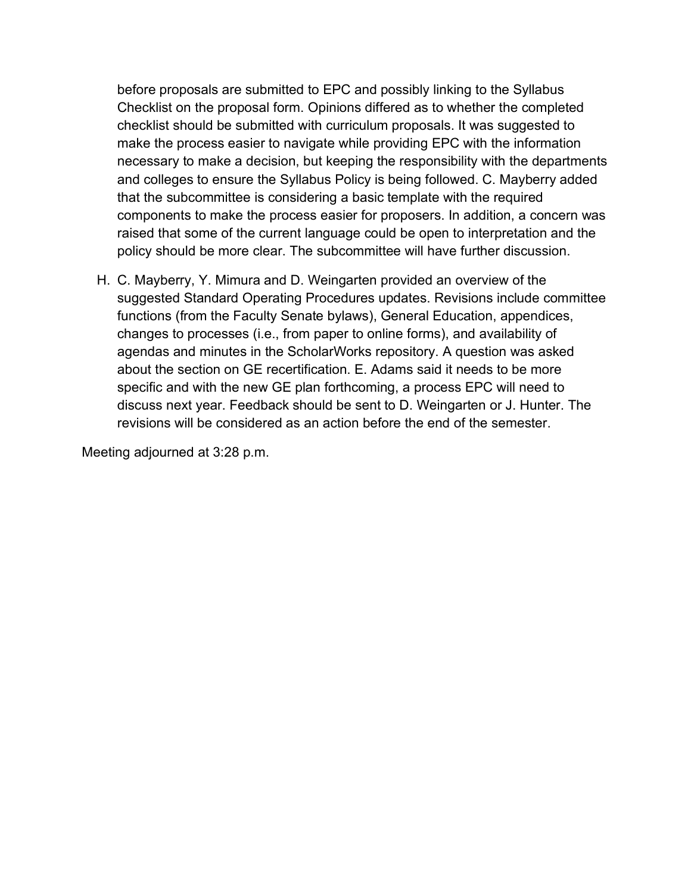before proposals are submitted to EPC and possibly linking to the Syllabus Checklist on the proposal form. Opinions differed as to whether the completed checklist should be submitted with curriculum proposals. It was suggested to make the process easier to navigate while providing EPC with the information necessary to make a decision, but keeping the responsibility with the departments and colleges to ensure the Syllabus Policy is being followed. C. Mayberry added that the subcommittee is considering a basic template with the required components to make the process easier for proposers. In addition, a concern was raised that some of the current language could be open to interpretation and the policy should be more clear. The subcommittee will have further discussion.

H. C. Mayberry, Y. Mimura and D. Weingarten provided an overview of the suggested Standard Operating Procedures updates. Revisions include committee functions (from the Faculty Senate bylaws), General Education, appendices, changes to processes (i.e., from paper to online forms), and availability of agendas and minutes in the ScholarWorks repository. A question was asked about the section on GE recertification. E. Adams said it needs to be more specific and with the new GE plan forthcoming, a process EPC will need to discuss next year. Feedback should be sent to D. Weingarten or J. Hunter. The revisions will be considered as an action before the end of the semester.

Meeting adjourned at 3:28 p.m.